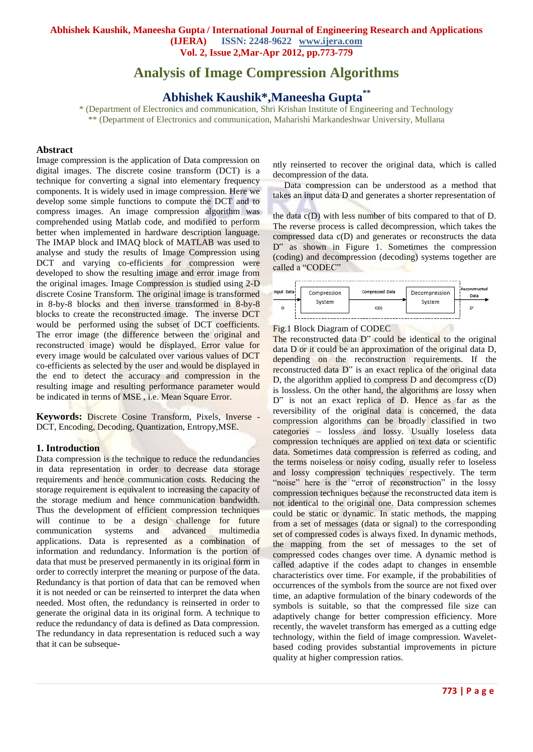# Analysis of Image Compression Algorithms

## Abhishek Kaushik*, Maneesha Gupta**

\* (Department of Electronics and communication, Shri Krishan Institute of Engineering and Technology
\*\* (Department of Electronics and communication, Maharishi Markandeshwar University, Mullana

### Abstract

Image compression is the application of Data compression on digital images. The discrete cosine transform (DCT) is a technique for converting a signal into elementary frequency components. It is widely used in image compression. Here we develop some simple functions to compute the DCT and to compress images. An image compression algorithm was comprehended using Matlab code, and modified to perform better when implemented in hardware description language. The IMAP block and IMAQ block of MATLAB was used to analyse and study the results of Image Compression using DCT and varying co-efficients for compression were developed to show the resulting image and error image from the original images. Image Compression is studied using 2-D discrete Cosine Transform. The original image is transformed in 8-by-8 blocks and then inverse transformed in 8-by-8 blocks to create the reconstructed image. The inverse DCT would be performed using the subset of DCT coefficients. The error image (the difference between the original and reconstructed image) would be displayed. Error value for every image would be calculated over various values of DCT co-efficients as selected by the user and would be displayed in the end to detect the accuracy and compression in the resulting image and resulting performance parameter would be indicated in terms of MSE , i.e. Mean Square Error.

**Keywords:** Discrete Cosine Transform, Pixels, Inverse - DCT, Encoding, Decoding, Quantization, Entropy,MSE.

### 1. Introduction

Data compression is the technique to reduce the redundancies in data representation in order to decrease data storage requirements and hence communication costs. Reducing the storage requirement is equivalent to increasing the capacity of the storage medium and hence communication bandwidth. Thus the development of efficient compression techniques will continue to be a design challenge for future communication systems and advanced multimedia applications. Data is represented as a combination of information and redundancy. Information is the portion of data that must be preserved permanently in its original form in order to correctly interpret the meaning or purpose of the data. Redundancy is that portion of data that can be removed when it is not needed or can be reinserted to interpret the data when needed. Most often, the redundancy is reinserted in order to generate the original data in its original form. A technique to reduce the redundancy of data is defined as Data compression. The redundancy in data representation is reduced such a way that it can be subsequently reinserted to recover the original data, which is called decompression of the data.

Data compression can be understood as a method that takes an input data D and generates a shorter representation of the data c(D) with less number of bits compared to that of D. The reverse process is called decompression, which takes the compressed data c(D) and generates or reconstructs the data D" as shown in Figure 1. Sometimes the compression (coding) and decompression (decoding) systems together are called a "CODEC"

Input Data D → Compression System → Compressed Data c(D) → Decompression System → Reconstructed Data D'

Fig.1 Block Diagram of CODEC

The reconstructed data D" could be identical to the original data D or it could be an approximation of the original data D, depending on the reconstruction requirements. If the reconstructed data D" is an exact replica of the original data D, the algorithm applied to compress D and decompress c(D) is lossless. On the other hand, the algorithms are lossy when D" is not an exact replica of D. Hence as far as the reversibility of the original data is concerned, the data compression algorithms can be broadly classified in two categories – lossless and lossy. Usually loseless data compression techniques are applied on text data or scientific data. Sometimes data compression is referred as coding, and the terms noiseless or noisy coding, usually refer to loseless and lossy compression techniques respectively. The term "noise" here is the "error of reconstruction" in the lossy compression techniques because the reconstructed data item is not identical to the original one. Data compression schemes could be static or dynamic. In static methods, the mapping from a set of messages (data or signal) to the corresponding set of compressed codes is always fixed. In dynamic methods, the mapping from the set of messages to the set of compressed codes changes over time. A dynamic method is called adaptive if the codes adapt to changes in ensemble characteristics over time. For example, if the probabilities of occurrences of the symbols from the source are not fixed over time, an adaptive formulation of the binary codewords of the symbols is suitable, so that the compressed file size can adaptively change for better compression efficiency. More recently, the wavelet transform has emerged as a cutting edge technology, within the field of image compression. Wavelet-based coding provides substantial improvements in picture quality at higher compression ratios.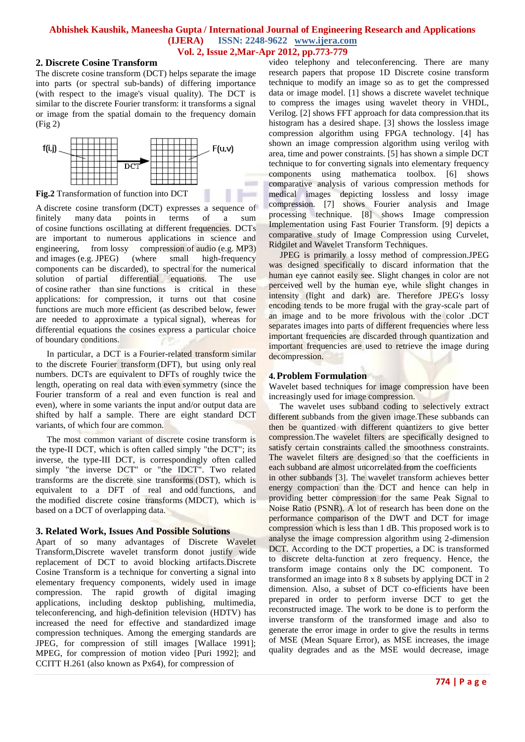## 2. Discrete Cosine Transform

The discrete cosine transform (DCT) helps separate the image into parts (or spectral sub-bands) of differing importance (with respect to the image's visual quality). The DCT is similar to the discrete Fourier transform: it transforms a signal or image from the spatial domain to the frequency domain (Fig 2)

**Fig.2** Transformation of function into DCT

A discrete cosine transform (DCT) expresses a sequence of finitely many data points in terms of a sum of cosine functions oscillating at different frequencies. DCTs are important to numerous applications in science and engineering, from lossy compression of audio (e.g. MP3) and images (e.g. JPEG) (where small high-frequency components can be discarded), to spectral for the numerical solution of partial differential equations. The use of cosine rather than sine functions is critical in these applications: for compression, it turns out that cosine functions are much more efficient (as described below, fewer are needed to approximate a typical signal), whereas for differential equations the cosines express a particular choice of boundary conditions.

In particular, a DCT is a Fourier-related transform similar to the discrete Fourier transform (DFT), but using only real numbers. DCTs are equivalent to DFTs of roughly twice the length, operating on real data with even symmetry (since the Fourier transform of a real and even function is real and even), where in some variants the input and/or output data are shifted by half a sample. There are eight standard DCT variants, of which four are common.

The most common variant of discrete cosine transform is the type-II DCT, which is often called simply "the DCT"; its inverse, the type-III DCT, is correspondingly often called simply "the inverse DCT" or "the IDCT". Two related transforms are the discrete sine transforms (DST), which is equivalent to a DFT of real and odd functions, and the modified discrete cosine transforms (MDCT), which is based on a DCT of overlapping data.

## 3. Related Work, Issues And Possible Solutions

Apart of so many advantages of Discrete Wavelet Transform,Discrete wavelet transform donot justify wide replacement of DCT to avoid blocking artifacts.Discrete Cosine Transform is a technique for converting a signal into elementary frequency components, widely used in image compression. The rapid growth of digital imaging applications, including desktop publishing, multimedia, teleconferencing, and high-definition television (HDTV) has increased the need for effective and standardized image compression techniques. Among the emerging standards are JPEG, for compression of still images [Wallace 1991]; MPEG, for compression of motion video [Puri 1992]; and CCITT H.261 (also known as Px64), for compression of video telephony and teleconferencing. There are many research papers that propose 1D Discrete cosine transform technique to modify an image so as to get the compressed data or image model. [1] shows a discrete wavelet technique to compress the images using wavelet theory in VHDL, Verilog. [2] shows FFT approach for data compression.that its histogram has a desired shape. [3] shows the lossless image compression algorithm using FPGA technology. [4] has shown an image compression algorithm using verilog with area, time and power constraints. [5] has shown a simple DCT technique to for converting signals into elementary frequency components using mathematica toolbox. [6] shows comparative analysis of various compression methods for medical images depicting lossless and lossy image compression. [7] shows Fourier analysis and Image processing technique. [8] shows Image compression Implementation using Fast Fourier Transform. [9] depicts a comparative study of Image Compression using Curvelet, Ridgilet and Wavelet Transform Techniques.

JPEG is primarily a lossy method of compression.JPEG was designed specifically to discard information that the human eye cannot easily see. Slight changes in color are not perceived well by the human eye, while slight changes in intensity (light and dark) are. Therefore JPEG's lossy encoding tends to be more frugal with the gray-scale part of an image and to be more frivolous with the color .DCT separates images into parts of different frequencies where less important frequencies are discarded through quantization and important frequencies are used to retrieve the image during decompression.

## 4. Problem Formulation

Wavelet based techniques for image compression have been increasingly used for image compression.

The wavelet uses subband coding to selectively extract different subbands from the given image.These subbands can then be quantized with different quantizers to give better compression.The wavelet filters are specifically designed to satisfy certain constraints called the smoothness constraints. The wavelet filters are designed so that the coefficients in each subband are almost uncorrelated from the coefficients in other subbands [3]. The wavelet transform achieves better energy compaction than the DCT and hence can help in providing better compression for the same Peak Signal to Noise Ratio (PSNR). A lot of research has been done on the performance comparison of the DWT and DCT for image compression which is less than 1 dB. This proposed work is to analyse the image compression algorithm using 2-dimension DCT. According to the DCT properties, a DC is transformed to discrete delta-function at zero frequency. Hence, the transform image contains only the DC component. To transformed an image into 8 x 8 subsets by applying DCT in 2 dimension. Also, a subset of DCT co-efficients have been prepared in order to perform inverse DCT to get the reconstructed image. The work to be done is to perform the inverse transform of the transformed image and also to generate the error image in order to give the results in terms of MSE (Mean Square Error), as MSE increases, the image quality degrades and as the MSE would decrease, image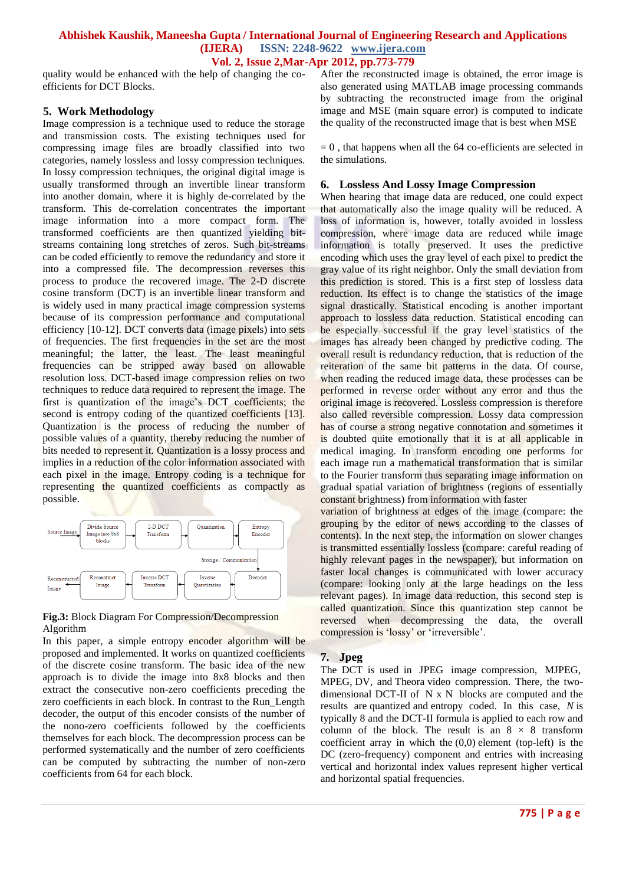quality would be enhanced with the help of changing the co-efficients for DCT Blocks.

## 5. Work Methodology

Image compression is a technique used to reduce the storage and transmission costs. The existing techniques used for compressing image files are broadly classified into two categories, namely lossless and lossy compression techniques. In lossy compression techniques, the original digital image is usually transformed through an invertible linear transform into another domain, where it is highly de-correlated by the transform. This de-correlation concentrates the important image information into a more compact form. The transformed coefficients are then quantized yielding bit-streams containing long stretches of zeros. Such bit-streams can be coded efficiently to remove the redundancy and store it into a compressed file. The decompression reverses this process to produce the recovered image. The 2-D discrete cosine transform (DCT) is an invertible linear transform and is widely used in many practical image compression systems because of its compression performance and computational efficiency [10-12]. DCT converts data (image pixels) into sets of frequencies. The first frequencies in the set are the most meaningful; the latter, the least. The least meaningful frequencies can be stripped away based on allowable resolution loss. DCT-based image compression relies on two techniques to reduce data required to represent the image. The first is quantization of the image's DCT coefficients; the second is entropy coding of the quantized coefficients [13]. Quantization is the process of reducing the number of possible values of a quantity, thereby reducing the number of bits needed to represent it. Quantization is a lossy process and implies in a reduction of the color information associated with each pixel in the image. Entropy coding is a technique for representing the quantized coefficients as compactly as possible.

Source Image → Divide Source Image into 8x8 blocks → 2-D DCT Transform → Quantization → Entropy Encoder → Storage / Communication → Decoder → Inverse Quantization → Inverse DCT Transform → Reconstruct Image → Reconstructed Image

**Fig.3:** Block Diagram For Compression/Decompression Algorithm

In this paper, a simple entropy encoder algorithm will be proposed and implemented. It works on quantized coefficients of the discrete cosine transform. The basic idea of the new approach is to divide the image into 8x8 blocks and then extract the consecutive non-zero coefficients preceding the zero coefficients in each block. In contrast to the Run_Length decoder, the output of this encoder consists of the number of the nono-zero coefficients followed by the coefficients themselves for each block. The decompression process can be performed systematically and the number of zero coefficients can be computed by subtracting the number of non-zero coefficients from 64 for each block.

After the reconstructed image is obtained, the error image is also generated using MATLAB image processing commands by subtracting the reconstructed image from the original image and MSE (main square error) is computed to indicate the quality of the reconstructed image that is best when MSE

= 0 , that happens when all the 64 co-efficients are selected in the simulations.

## 6. Lossless And Lossy Image Compression

When hearing that image data are reduced, one could expect that automatically also the image quality will be reduced. A loss of information is, however, totally avoided in lossless compression, where image data are reduced while image information is totally preserved. It uses the predictive encoding which uses the gray level of each pixel to predict the gray value of its right neighbor. Only the small deviation from this prediction is stored. This is a first step of lossless data reduction. Its effect is to change the statistics of the image signal drastically. Statistical encoding is another important approach to lossless data reduction. Statistical encoding can be especially successful if the gray level statistics of the images has already been changed by predictive coding. The overall result is redundancy reduction, that is reduction of the reiteration of the same bit patterns in the data. Of course, when reading the reduced image data, these processes can be performed in reverse order without any error and thus the original image is recovered. Lossless compression is therefore also called reversible compression. Lossy data compression has of course a strong negative connotation and sometimes it is doubted quite emotionally that it is at all applicable in medical imaging. In transform encoding one performs for each image run a mathematical transformation that is similar to the Fourier transform thus separating image information on gradual spatial variation of brightness (regions of essentially constant brightness) from information with faster variation of brightness at edges of the image (compare: the grouping by the editor of news according to the classes of contents). In the next step, the information on slower changes is transmitted essentially lossless (compare: careful reading of highly relevant pages in the newspaper), but information on faster local changes is communicated with lower accuracy (compare: looking only at the large headings on the less relevant pages). In image data reduction, this second step is called quantization. Since this quantization step cannot be reversed when decompressing the data, the overall compression is 'lossy' or 'irreversible'.

## 7. Jpeg

The DCT is used in JPEG image compression, MJPEG, MPEG, DV, and Theora video compression. There, the two-dimensional DCT-II of N x N blocks are computed and the results are quantized and entropy coded. In this case, $N$ is typically 8 and the DCT-II formula is applied to each row and column of the block. The result is an $8 \times 8$ transform coefficient array in which the (0,0) element (top-left) is the DC (zero-frequency) component and entries with increasing vertical and horizontal index values represent higher vertical and horizontal spatial frequencies.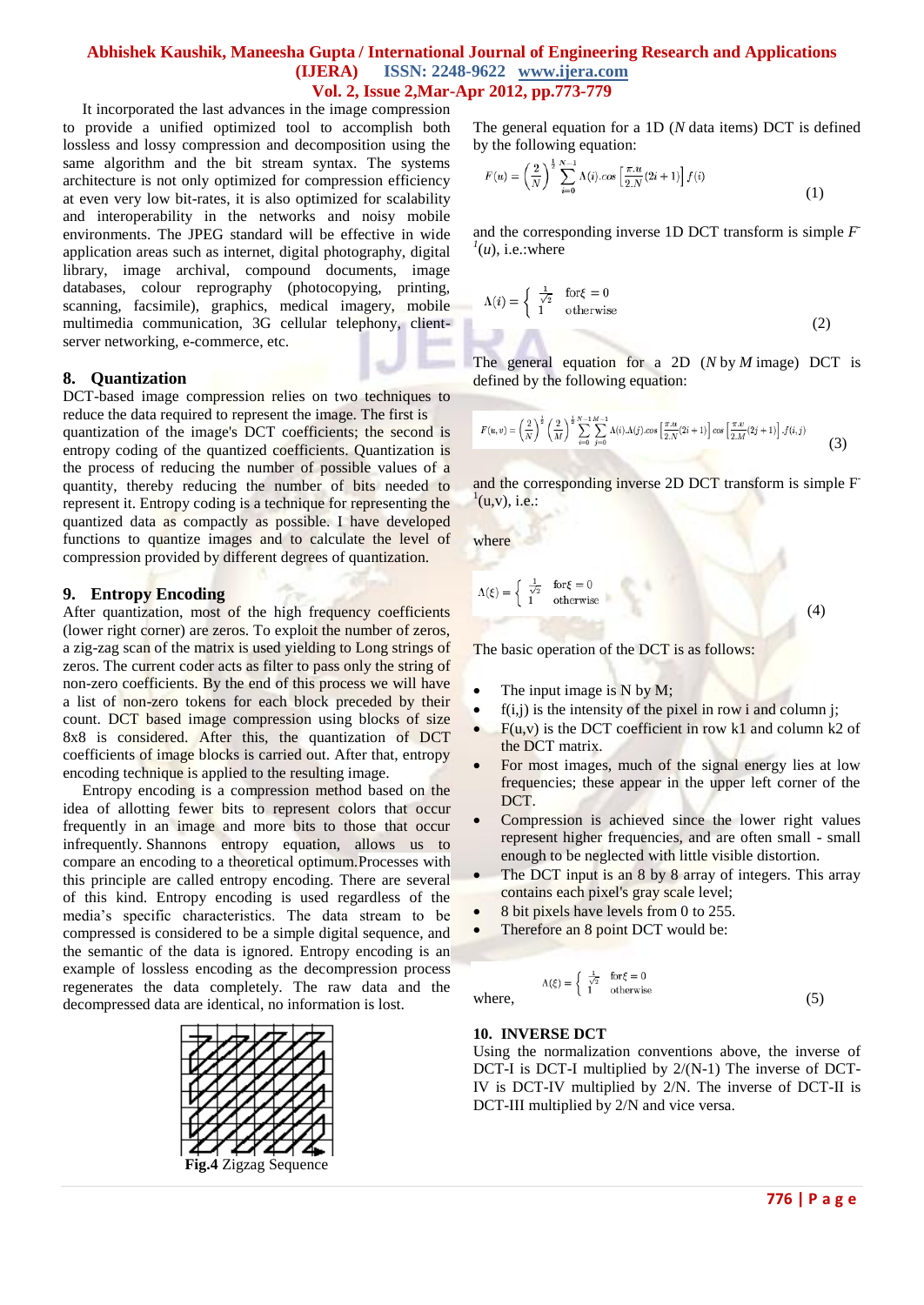It incorporated the last advances in the image compression to provide a unified optimized tool to accomplish both lossless and lossy compression and decomposition using the same algorithm and the bit stream syntax. The systems architecture is not only optimized for compression efficiency at even very low bit-rates, it is also optimized for scalability and interoperability in the networks and noisy mobile environments. The JPEG standard will be effective in wide application areas such as internet, digital photography, digital library, image archival, compound documents, image databases, colour reprography (photocopying, printing, scanning, facsimile), graphics, medical imagery, mobile multimedia communication, 3G cellular telephony, client-server networking, e-commerce, etc.

## 8. Quantization

DCT-based image compression relies on two techniques to reduce the data required to represent the image. The first is quantization of the image's DCT coefficients; the second is entropy coding of the quantized coefficients. Quantization is the process of reducing the number of possible values of a quantity, thereby reducing the number of bits needed to represent it. Entropy coding is a technique for representing the quantized data as compactly as possible. I have developed functions to quantize images and to calculate the level of compression provided by different degrees of quantization.

## 9. Entropy Encoding

After quantization, most of the high frequency coefficients (lower right corner) are zeros. To exploit the number of zeros, a zig-zag scan of the matrix is used yielding to Long strings of zeros. The current coder acts as filter to pass only the string of non-zero coefficients. By the end of this process we will have a list of non-zero tokens for each block preceded by their count. DCT based image compression using blocks of size 8x8 is considered. After this, the quantization of DCT coefficients of image blocks is carried out. After that, entropy encoding technique is applied to the resulting image.

Entropy encoding is a compression method based on the idea of allotting fewer bits to represent colors that occur frequently in an image and more bits to those that occur infrequently. Shannons entropy equation, allows us to compare an encoding to a theoretical optimum.Processes with this principle are called entropy encoding. There are several of this kind. Entropy encoding is used regardless of the media's specific characteristics. The data stream to be compressed is considered to be a simple digital sequence, and the semantic of the data is ignored. Entropy encoding is an example of lossless encoding as the decompression process regenerates the data completely. The raw data and the decompressed data are identical, no information is lost.

**Fig.4** Zigzag Sequence

The general equation for a 1D ($N$ data items) DCT is defined by the following equation:

$$F(u) = \left(\frac{2}{N}\right)^{\frac{1}{2}} \sum_{i=0}^{N-1} \Lambda(i).cos\left[\frac{\pi.u}{2.N}(2i+1)\right] f(i) \tag{1}$$

and the corresponding inverse 1D DCT transform is simple $F^{-1}(u)$, i.e.:where

$$\Lambda(i) = \begin{cases} \frac{1}{\sqrt{2}} & \text{for} \xi = 0 \\ 1 & \text{otherwise} \end{cases} \tag{2}$$

The general equation for a 2D ($N$ by $M$ image) DCT is defined by the following equation:

$$F(u,v) = \left(\frac{2}{N}\right)^{\frac{1}{2}} \left(\frac{2}{M}\right)^{\frac{1}{2}} \sum_{i=0}^{N-1} \sum_{j=0}^{M-1} \Lambda(i).\Lambda(j).cos\left[\frac{\pi.u}{2.N}(2i+1)\right] cos\left[\frac{\pi.v}{2.M}(2j+1)\right].f(i,j) \tag{3}$$

and the corresponding inverse 2D DCT transform is simple $F^{-1}(u,v)$, i.e.:

where

$$\Lambda(\xi) = \begin{cases} \frac{1}{\sqrt{2}} & \text{for} \xi = 0 \\ 1 & \text{otherwise} \end{cases} \tag{4}$$

The basic operation of the DCT is as follows:

- The input image is N by M;
- f(i,j) is the intensity of the pixel in row i and column j;
- F(u,v) is the DCT coefficient in row k1 and column k2 of the DCT matrix.
- For most images, much of the signal energy lies at low frequencies; these appear in the upper left corner of the DCT.
- Compression is achieved since the lower right values represent higher frequencies, and are often small - small enough to be neglected with little visible distortion.
- The DCT input is an 8 by 8 array of integers. This array contains each pixel's gray scale level;
- 8 bit pixels have levels from 0 to 255.
- Therefore an 8 point DCT would be:

where,

$$\Lambda(\xi) = \begin{cases} \frac{1}{\sqrt{2}} & \text{for} \xi = 0 \\ 1 & \text{otherwise} \end{cases} \tag{5}$$

## 10. INVERSE DCT

Using the normalization conventions above, the inverse of DCT-I is DCT-I multiplied by 2/(N-1) The inverse of DCT-IV is DCT-IV multiplied by 2/N. The inverse of DCT-II is DCT-III multiplied by 2/N and vice versa.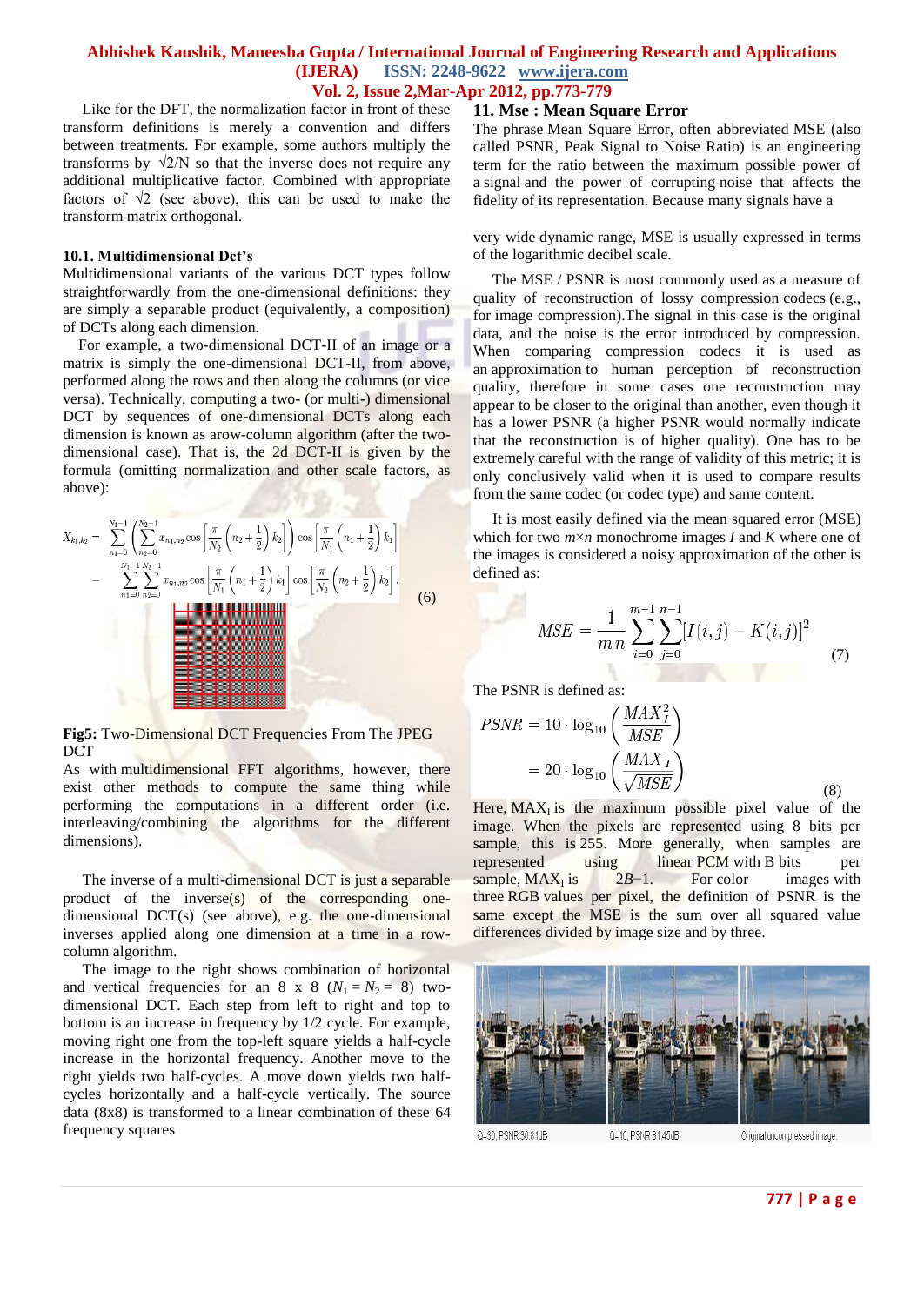Like for the DFT, the normalization factor in front of these transform definitions is merely a convention and differs between treatments. For example, some authors multiply the transforms by $\sqrt{2/N}$ so that the inverse does not require any additional multiplicative factor. Combined with appropriate factors of $\sqrt{2}$ (see above), this can be used to make the transform matrix orthogonal.

**10.1. Multidimensional Dct's**

Multidimensional variants of the various DCT types follow straightforwardly from the one-dimensional definitions: they are simply a separable product (equivalently, a composition) of DCTs along each dimension.

For example, a two-dimensional DCT-II of an image or a matrix is simply the one-dimensional DCT-II, from above, performed along the rows and then along the columns (or vice versa). Technically, computing a two- (or multi-) dimensional DCT by sequences of one-dimensional DCTs along each dimension is known as arow-column algorithm (after the two-dimensional case). That is, the 2d DCT-II is given by the formula (omitting normalization and other scale factors, as above):

$$X_{k_1,k_2} = \sum_{n_1=0}^{N_1-1} \left( \sum_{n_2=0}^{N_2-1} x_{n_1,n_2} \cos\left[\frac{\pi}{N_2}\left(n_2+\frac{1}{2}\right)k_2\right] \right) \cos\left[\frac{\pi}{N_1}\left(n_1+\frac{1}{2}\right)k_1\right]$$
$$= \sum_{n_1=0}^{N_1-1} \sum_{n_2=0}^{N_2-1} x_{n_1,n_2} \cos\left[\frac{\pi}{N_1}\left(n_1+\frac{1}{2}\right)k_1\right] \cos\left[\frac{\pi}{N_2}\left(n_2+\frac{1}{2}\right)k_2\right]. \quad (6)$$

**Fig5:** Two-Dimensional DCT Frequencies From The JPEG DCT

As with multidimensional FFT algorithms, however, there exist other methods to compute the same thing while performing the computations in a different order (i.e. interleaving/combining the algorithms for the different dimensions).

The inverse of a multi-dimensional DCT is just a separable product of the inverse(s) of the corresponding one-dimensional DCT(s) (see above), e.g. the one-dimensional inverses applied along one dimension at a time in a row-column algorithm.

The image to the right shows combination of horizontal and vertical frequencies for an 8 x 8 ($N_1 = N_2 = 8$) two-dimensional DCT. Each step from left to right and top to bottom is an increase in frequency by 1/2 cycle. For example, moving right one from the top-left square yields a half-cycle increase in the horizontal frequency. Another move to the right yields two half-cycles. A move down yields two half-cycles horizontally and a half-cycle vertically. The source data (8x8) is transformed to a linear combination of these 64 frequency squares

## 11. Mse : Mean Square Error

The phrase Mean Square Error, often abbreviated MSE (also called PSNR, Peak Signal to Noise Ratio) is an engineering term for the ratio between the maximum possible power of a signal and the power of corrupting noise that affects the fidelity of its representation. Because many signals have a very wide dynamic range, MSE is usually expressed in terms of the logarithmic decibel scale.

The MSE / PSNR is most commonly used as a measure of quality of reconstruction of lossy compression codecs (e.g., for image compression).The signal in this case is the original data, and the noise is the error introduced by compression. When comparing compression codecs it is used as an approximation to human perception of reconstruction quality, therefore in some cases one reconstruction may appear to be closer to the original than another, even though it has a lower PSNR (a higher PSNR would normally indicate that the reconstruction is of higher quality). One has to be extremely careful with the range of validity of this metric; it is only conclusively valid when it is used to compare results from the same codec (or codec type) and same content.

It is most easily defined via the mean squared error (MSE) which for two $m \times n$ monochrome images $I$ and $K$ where one of the images is considered a noisy approximation of the other is defined as:

$$MSE = \frac{1}{m\,n} \sum_{i=0}^{m-1} \sum_{j=0}^{n-1} [I(i,j) - K(i,j)]^2 \quad (7)$$

The PSNR is defined as:

$$PSNR = 10 \cdot \log_{10}\left(\frac{MAX_I^2}{MSE}\right)$$
$$= 20 \cdot \log_{10}\left(\frac{MAX_I}{\sqrt{MSE}}\right) \quad (8)$$

Here, $MAX_I$ is the maximum possible pixel value of the image. When the pixels are represented using 8 bits per sample, this is 255. More generally, when samples are represented using linear PCM with B bits per sample, $MAX_I$ is $2B-1$. For color images with three RGB values per pixel, the definition of PSNR is the same except the MSE is the sum over all squared value differences divided by image size and by three.

Q=30, PSNR 36.81dB Q=10, PSNR 31.45dB Original uncompressed image.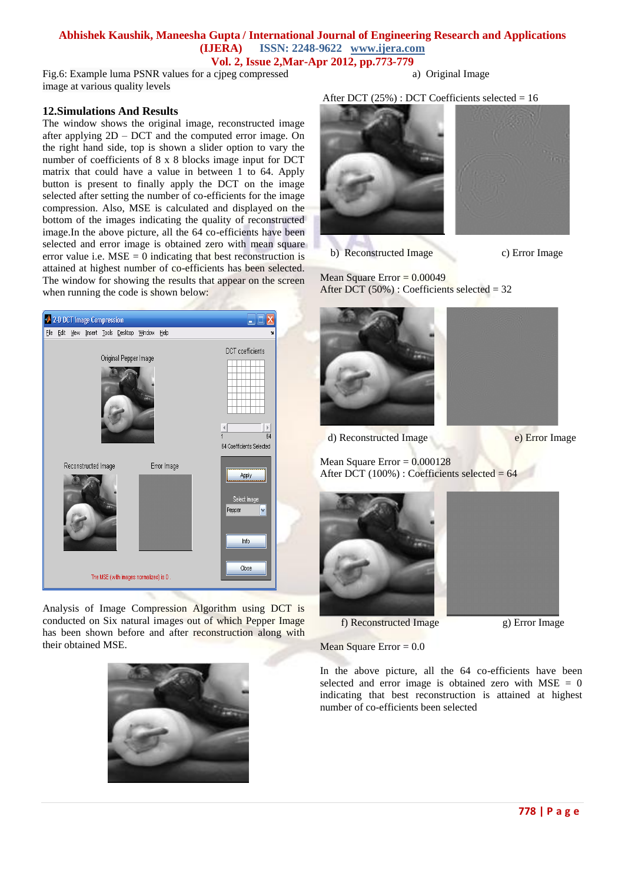Fig.6: Example luma PSNR values for a cjpeg compressed image at various quality levels

## 12.Simulations And Results

The window shows the original image, reconstructed image after applying 2D – DCT and the computed error image. On the right hand side, top is shown a slider option to vary the number of coefficients of 8 x 8 blocks image input for DCT matrix that could have a value in between 1 to 64. Apply button is present to finally apply the DCT on the image selected after setting the number of co-efficients for the image compression. Also, MSE is calculated and displayed on the bottom of the images indicating the quality of reconstructed image.In the above picture, all the 64 co-efficients have been selected and error image is obtained zero with mean square error value i.e. MSE = 0 indicating that best reconstruction is attained at highest number of co-efficients has been selected. The window for showing the results that appear on the screen when running the code is shown below:

Analysis of Image Compression Algorithm using DCT is conducted on Six natural images out of which Pepper Image has been shown before and after reconstruction along with their obtained MSE.

a) Original Image

After DCT (25%) : DCT Coefficients selected = 16

b) Reconstructed Image c) Error Image

Mean Square Error = 0.00049

After DCT (50%) : Coefficients selected = 32

d) Reconstructed Image e) Error Image

Mean Square Error = 0.000128

After DCT (100%) : Coefficients selected = 64

f) Reconstructed Image g) Error Image

Mean Square Error = 0.0

In the above picture, all the 64 co-efficients have been selected and error image is obtained zero with MSE = 0 indicating that best reconstruction is attained at highest number of co-efficients been selected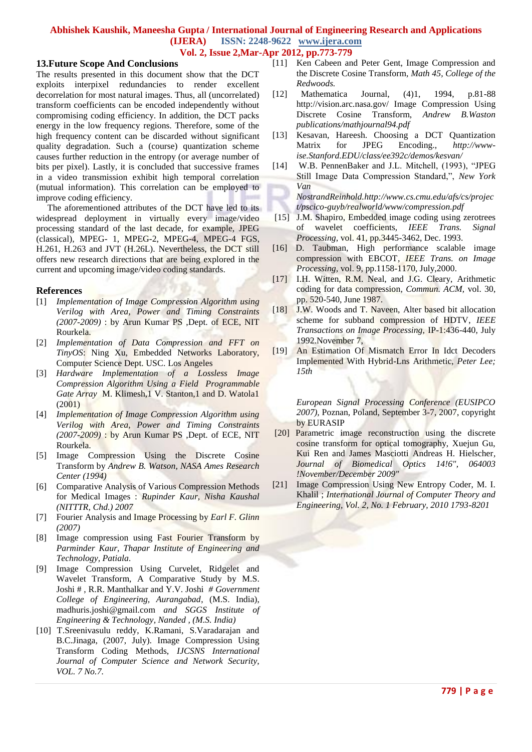## 13.Future Scope And Conclusions

The results presented in this document show that the DCT exploits interpixel redundancies to render excellent decorrelation for most natural images. Thus, all (uncorrelated) transform coefficients can be encoded independently without compromising coding efficiency. In addition, the DCT packs energy in the low frequency regions. Therefore, some of the high frequency content can be discarded without significant quality degradation. Such a (course) quantization scheme causes further reduction in the entropy (or average number of bits per pixel). Lastly, it is concluded that successive frames in a video transmission exhibit high temporal correlation (mutual information). This correlation can be employed to improve coding efficiency.

The aforementioned attributes of the DCT have led to its widespread deployment in virtually every image/video processing standard of the last decade, for example, JPEG (classical), MPEG- 1, MPEG-2, MPEG-4, MPEG-4 FGS, H.261, H.263 and JVT (H.26L). Nevertheless, the DCT still offers new research directions that are being explored in the current and upcoming image/video coding standards.

## References

[1] *Implementation of Image Compression Algorithm using Verilog with Area, Power and Timing Constraints (2007-2009)* : by Arun Kumar PS ,Dept. of ECE, NIT Rourkela.

[2] *Implementation of Data Compression and FFT on TinyOS*: Ning Xu, Embedded Networks Laboratory, Computer Science Dept. USC. Los Angeles

[3] *Hardware Implementation of a Lossless Image Compression Algorithm Using a Field Programmable Gate Array* M. Klimesh,1 V. Stanton,1 and D. Watola1 (2001)

[4] *Implementation of Image Compression Algorithm using Verilog with Area, Power and Timing Constraints (2007-2009)* : by Arun Kumar PS ,Dept. of ECE, NIT Rourkela.

[5] Image Compression Using the Discrete Cosine Transform by *Andrew B. Watson, NASA Ames Research Center (1994)*

[6] Comparative Analysis of Various Compression Methods for Medical Images : *Rupinder Kaur, Nisha Kaushal (NITTTR, Chd.) 2007*

[7] Fourier Analysis and Image Processing by *Earl F. Glinn (2007)*

[8] Image compression using Fast Fourier Transform by *Parminder Kaur, Thapar Institute of Engineering and Technology, Patiala.*

[9] Image Compression Using Curvelet, Ridgelet and Wavelet Transform, A Comparative Study by M.S. Joshi # , R.R. Manthalkar and Y.V. Joshi *# Government College of Engineering, Aurangabad*, (M.S. India), madhuris.joshi@gmail.com *and SGGS Institute of Engineering & Technology, Nanded , (M.S. India)*

[10] T.Sreenivasulu reddy, K.Ramani, S.Varadarajan and B.C.Jinaga, (2007, July). Image Compression Using Transform Coding Methods, *IJCSNS International Journal of Computer Science and Network Security, VOL. 7 No.7.*

[11] Ken Cabeen and Peter Gent, Image Compression and the Discrete Cosine Transform, *Math 45, College of the Redwoods.*

[12] Mathematica Journal, (4)1, 1994, p.81-88 http://vision.arc.nasa.gov/ Image Compression Using Discrete Cosine Transform, *Andrew B.Waston publications/mathjournal94.pdf*

[13] Kesavan, Hareesh. Choosing a DCT Quantization Matrix for JPEG Encoding., *http://www-ise.Stanford.EDU/class/ee392c/demos/kesvan/*

[14] W.B. PennenBaker and J.L. Mitchell, (1993), "JPEG Still Image Data Compression Standard,", *New York Van NostrandReinhold.http://www.cs.cmu.edu/afs/cs/project/pscico-guyb/realworld/www/compression.pdf*

[15] J.M. Shapiro, Embedded image coding using zerotrees of wavelet coefficients, *IEEE Trans. Signal Processing*, vol. 41, pp.3445-3462, Dec. 1993.

[16] D. Taubman, High performance scalable image compression with EBCOT, *IEEE Trans. on Image Processing*, vol. 9, pp.1158-1170, July,2000.

[17] I.H. Witten, R.M. Neal, and J.G. Cleary, Arithmetic coding for data compression, *Commun. ACM*, vol. 30, pp. 520-540, June 1987.

[18] J.W. Woods and T. Naveen, Alter based bit allocation scheme for subband compression of HDTV, *IEEE Transactions on Image Processing*, IP-1:436-440, July 1992.November 7,

[19] An Estimation Of Mismatch Error In Idct Decoders Implemented With Hybrid-Lns Arithmetic, *Peter Lee; 15th European Signal Processing Conference (EUSIPCO 2007)*, Poznan, Poland, September 3-7, 2007, copyright by EURASIP

[20] Parametric image reconstruction using the discrete cosine transform for optical tomography, Xuejun Gu, Kui Ren and James Masciotti Andreas H. Hielscher, *Journal of Biomedical Optics 14!6", 064003 !November/December 2009"*

[21] Image Compression Using New Entropy Coder, M. I. Khalil ; *International Journal of Computer Theory and Engineering, Vol. 2, No. 1 February, 2010 1793-8201*